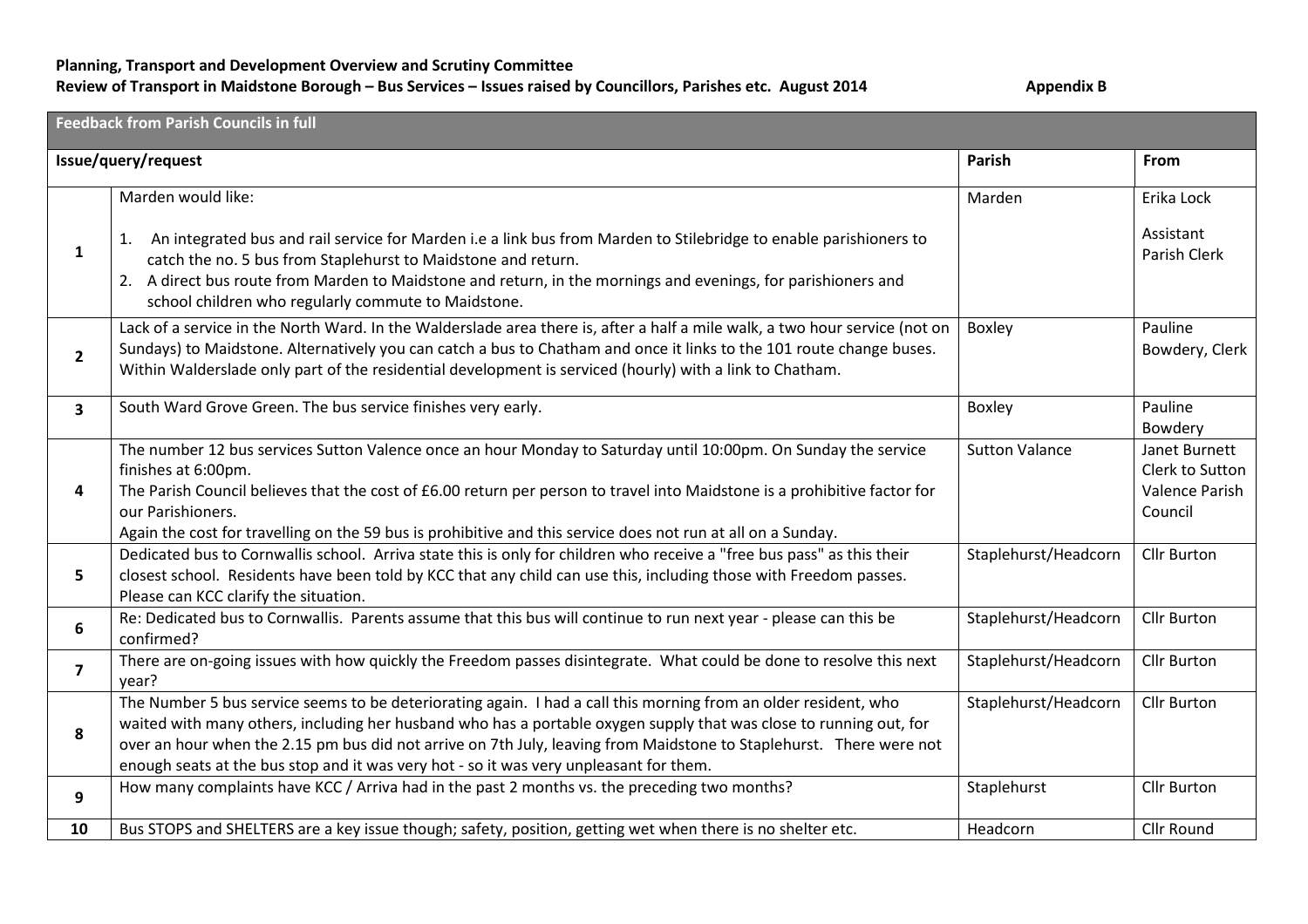**Planning, Transport and Development Overview and Scrutiny Committee**

**Review of Transport in Maidstone Borough – Bus Services – Issues raised by Councillors, Parishes etc. August 2014** **Appendix B**

| **Feedback from Parish Councils in full** | | | |
|---|---|---|---|
| **Issue/query/request** | | **Parish** | **From** |
| **1** | Marden would like:<br><br>1. An integrated bus and rail service for Marden i.e a link bus from Marden to Stilebridge to enable parishioners to catch the no. 5 bus from Staplehurst to Maidstone and return.<br>2. A direct bus route from Marden to Maidstone and return, in the mornings and evenings, for parishioners and school children who regularly commute to Maidstone. | Marden | Erika Lock<br><br>Assistant Parish Clerk |
| **2** | Lack of a service in the North Ward. In the Walderslade area there is, after a half a mile walk, a two hour service (not on Sundays) to Maidstone. Alternatively you can catch a bus to Chatham and once it links to the 101 route change buses. Within Walderslade only part of the residential development is serviced (hourly) with a link to Chatham. | Boxley | Pauline Bowdery, Clerk |
| **3** | South Ward Grove Green. The bus service finishes very early. | Boxley | Pauline Bowdery |
| **4** | The number 12 bus services Sutton Valence once an hour Monday to Saturday until 10:00pm. On Sunday the service finishes at 6:00pm.<br>The Parish Council believes that the cost of £6.00 return per person to travel into Maidstone is a prohibitive factor for our Parishioners.<br>Again the cost for travelling on the 59 bus is prohibitive and this service does not run at all on a Sunday. | Sutton Valance | Janet Burnett Clerk to Sutton Valence Parish Council |
| **5** | Dedicated bus to Cornwallis school. Arriva state this is only for children who receive a "free bus pass" as this their closest school. Residents have been told by KCC that any child can use this, including those with Freedom passes. Please can KCC clarify the situation. | Staplehurst/Headcorn | Cllr Burton |
| **6** | Re: Dedicated bus to Cornwallis. Parents assume that this bus will continue to run next year - please can this be confirmed? | Staplehurst/Headcorn | Cllr Burton |
| **7** | There are on-going issues with how quickly the Freedom passes disintegrate. What could be done to resolve this next year? | Staplehurst/Headcorn | Cllr Burton |
| **8** | The Number 5 bus service seems to be deteriorating again. I had a call this morning from an older resident, who waited with many others, including her husband who has a portable oxygen supply that was close to running out, for over an hour when the 2.15 pm bus did not arrive on 7th July, leaving from Maidstone to Staplehurst. There were not enough seats at the bus stop and it was very hot - so it was very unpleasant for them. | Staplehurst/Headcorn | Cllr Burton |
| **9** | How many complaints have KCC / Arriva had in the past 2 months vs. the preceding two months? | Staplehurst | Cllr Burton |
| **10** | Bus STOPS and SHELTERS are a key issue though; safety, position, getting wet when there is no shelter etc. | Headcorn | Cllr Round |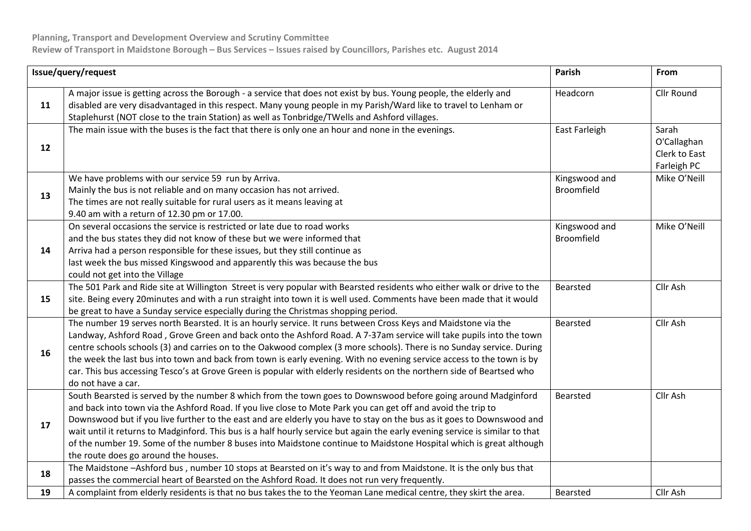**Planning, Transport and Development Overview and Scrutiny Committee**
**Review of Transport in Maidstone Borough – Bus Services – Issues raised by Councillors, Parishes etc. August 2014**

| Issue/query/request | | Parish | From |
|---|---|---|---|
| 11 | A major issue is getting across the Borough - a service that does not exist by bus. Young people, the elderly and disabled are very disadvantaged in this respect. Many young people in my Parish/Ward like to travel to Lenham or Staplehurst (NOT close to the train Station) as well as Tonbridge/TWells and Ashford villages. | Headcorn | Cllr Round |
| 12 | The main issue with the buses is the fact that there is only one an hour and none in the evenings. | East Farleigh | Sarah O'Callaghan Clerk to East Farleigh PC |
| 13 | We have problems with our service 59 run by Arriva. Mainly the bus is not reliable and on many occasion has not arrived. The times are not really suitable for rural users as it means leaving at 9.40 am with a return of 12.30 pm or 17.00. | Kingswood and Broomfield | Mike O'Neill |
| 14 | On several occasions the service is restricted or late due to road works and the bus states they did not know of these but we were informed that Arriva had a person responsible for these issues, but they still continue as last week the bus missed Kingswood and apparently this was because the bus could not get into the Village | Kingswood and Broomfield | Mike O'Neill |
| 15 | The 501 Park and Ride site at Willington Street is very popular with Bearsted residents who either walk or drive to the site. Being every 20minutes and with a run straight into town it is well used. Comments have been made that it would be great to have a Sunday service especially during the Christmas shopping period. | Bearsted | Cllr Ash |
| 16 | The number 19 serves north Bearsted. It is an hourly service. It runs between Cross Keys and Maidstone via the Landway, Ashford Road , Grove Green and back onto the Ashford Road. A 7-37am service will take pupils into the town centre schools schools (3) and carries on to the Oakwood complex (3 more schools). There is no Sunday service. During the week the last bus into town and back from town is early evening. With no evening service access to the town is by car. This bus accessing Tesco's at Grove Green is popular with elderly residents on the northern side of Beartsed who do not have a car. | Bearsted | Cllr Ash |
| 17 | South Bearsted is served by the number 8 which from the town goes to Downswood before going around Madginford and back into town via the Ashford Road. If you live close to Mote Park you can get off and avoid the trip to Downswood but if you live further to the east and are elderly you have to stay on the bus as it goes to Downswood and wait until it returns to Madginford. This bus is a half hourly service but again the early evening service is similar to that of the number 19. Some of the number 8 buses into Maidstone continue to Maidstone Hospital which is great although the route does go around the houses. | Bearsted | Cllr Ash |
| 18 | The Maidstone –Ashford bus , number 10 stops at Bearsted on it's way to and from Maidstone. It is the only bus that passes the commercial heart of Bearsted on the Ashford Road. It does not run very frequently. | | |
| 19 | A complaint from elderly residents is that no bus takes the to the Yeoman Lane medical centre, they skirt the area. | Bearsted | Cllr Ash |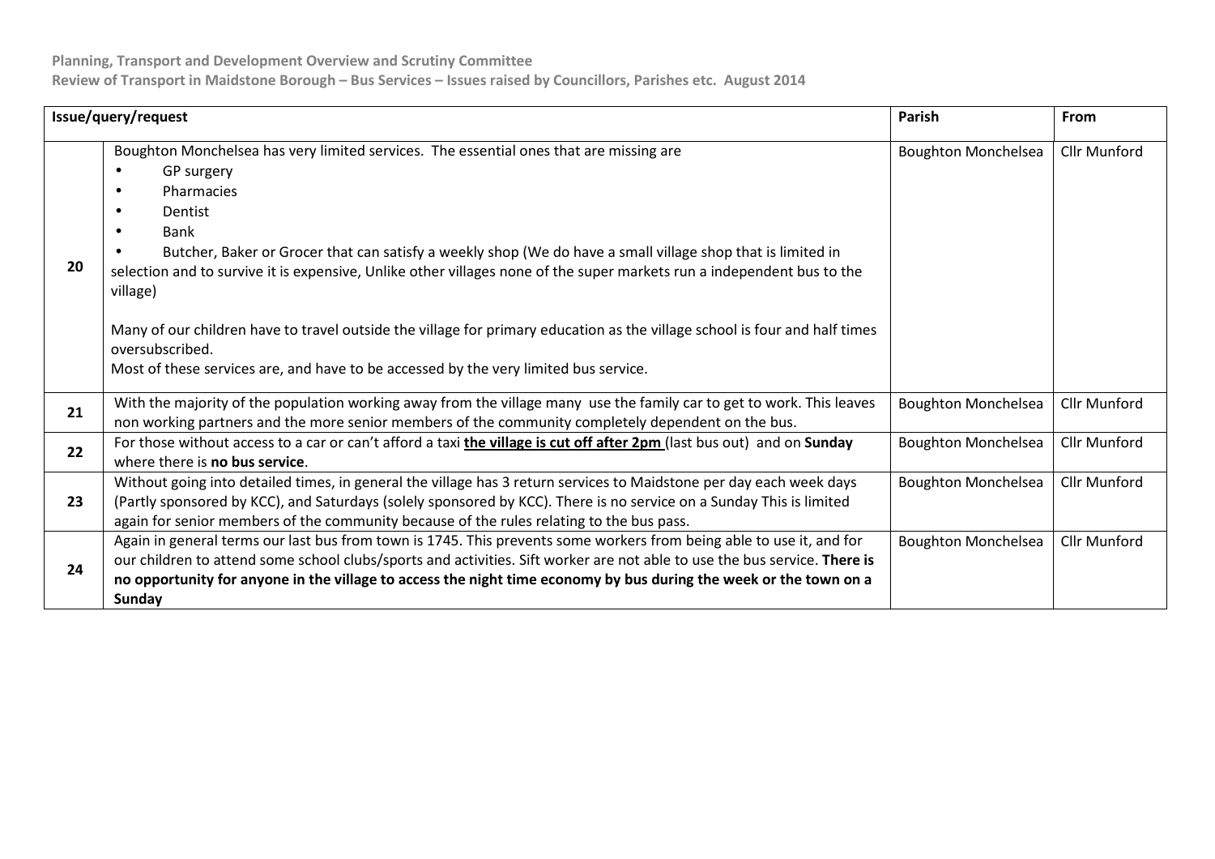Planning, Transport and Development Overview and Scrutiny Committee

Review of Transport in Maidstone Borough – Bus Services – Issues raised by Councillors, Parishes etc. August 2014

| Issue/query/request | | Parish | From |
|---|---|---|---|
| 20 | Boughton Monchelsea has very limited services. The essential ones that are missing are<br>• GP surgery<br>• Pharmacies<br>• Dentist<br>• Bank<br>• Butcher, Baker or Grocer that can satisfy a weekly shop (We do have a small village shop that is limited in selection and to survive it is expensive, Unlike other villages none of the super markets run a independent bus to the village)<br><br>Many of our children have to travel outside the village for primary education as the village school is four and half times oversubscribed.<br>Most of these services are, and have to be accessed by the very limited bus service. | Boughton Monchelsea | Cllr Munford |
| 21 | With the majority of the population working away from the village many use the family car to get to work. This leaves non working partners and the more senior members of the community completely dependent on the bus. | Boughton Monchelsea | Cllr Munford |
| 22 | For those without access to a car or can't afford a taxi **<u>the village is cut off after 2pm</u>** (last bus out) and on **Sunday** where there is **no bus service**. | Boughton Monchelsea | Cllr Munford |
| 23 | Without going into detailed times, in general the village has 3 return services to Maidstone per day each week days (Partly sponsored by KCC), and Saturdays (solely sponsored by KCC). There is no service on a Sunday This is limited again for senior members of the community because of the rules relating to the bus pass. | Boughton Monchelsea | Cllr Munford |
| 24 | Again in general terms our last bus from town is 1745. This prevents some workers from being able to use it, and for our children to attend some school clubs/sports and activities. Sift worker are not able to use the bus service. **There is no opportunity for anyone in the village to access the night time economy by bus during the week or the town on a Sunday** | Boughton Monchelsea | Cllr Munford |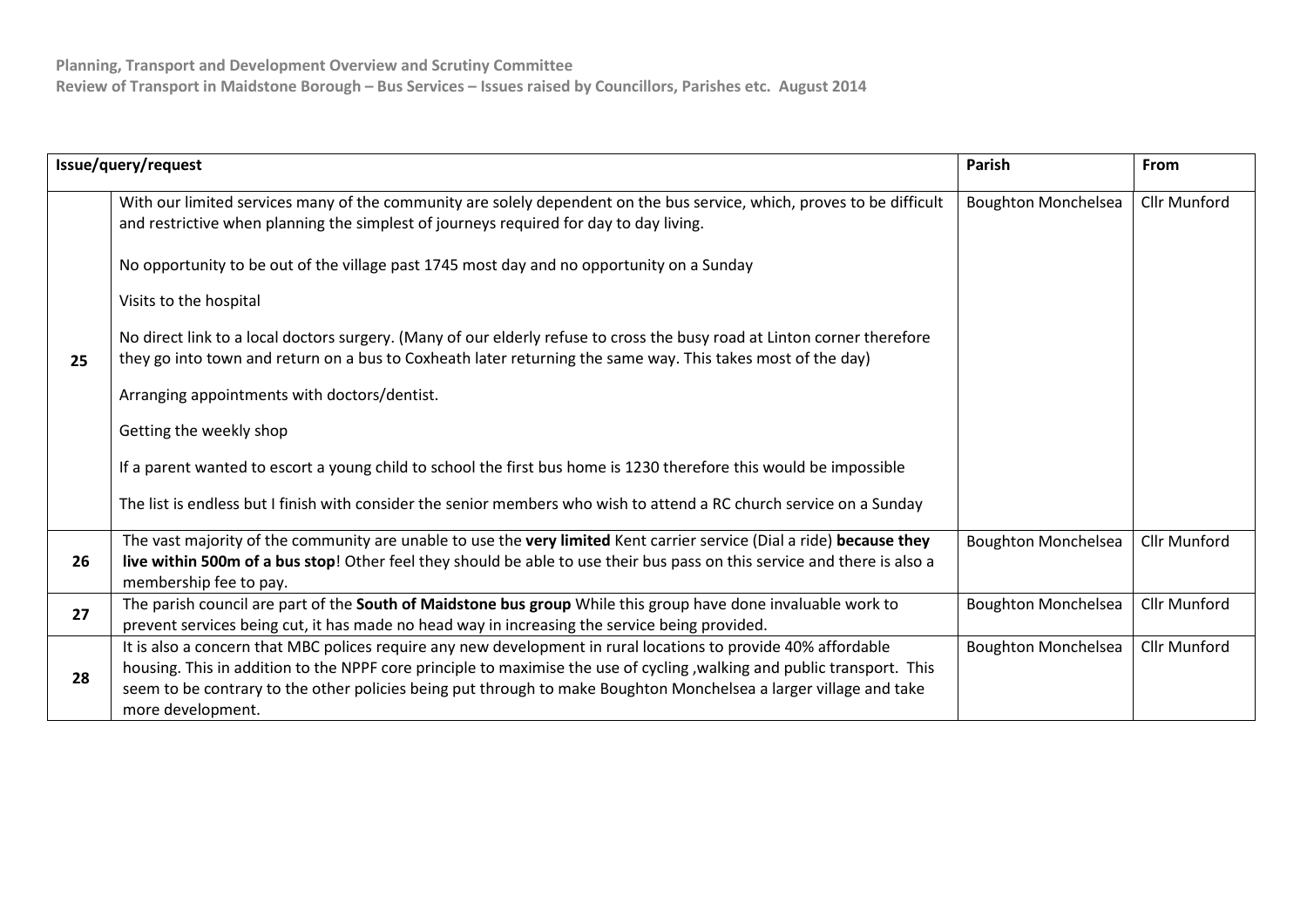**Planning, Transport and Development Overview and Scrutiny Committee**
**Review of Transport in Maidstone Borough – Bus Services – Issues raised by Councillors, Parishes etc. August 2014**

| Issue/query/request | | Parish | From |
|---|---|---|---|
| 25 | With our limited services many of the community are solely dependent on the bus service, which, proves to be difficult and restrictive when planning the simplest of journeys required for day to day living.<br><br>No opportunity to be out of the village past 1745 most day and no opportunity on a Sunday<br><br>Visits to the hospital<br><br>No direct link to a local doctors surgery. (Many of our elderly refuse to cross the busy road at Linton corner therefore they go into town and return on a bus to Coxheath later returning the same way. This takes most of the day)<br><br>Arranging appointments with doctors/dentist.<br><br>Getting the weekly shop<br><br>If a parent wanted to escort a young child to school the first bus home is 1230 therefore this would be impossible<br><br>The list is endless but I finish with consider the senior members who wish to attend a RC church service on a Sunday | Boughton Monchelsea | Cllr Munford |
| 26 | The vast majority of the community are unable to use the **very limited** Kent carrier service (Dial a ride) **because they live within 500m of a bus stop**! Other feel they should be able to use their bus pass on this service and there is also a membership fee to pay. | Boughton Monchelsea | Cllr Munford |
| 27 | The parish council are part of the **South of Maidstone bus group** While this group have done invaluable work to prevent services being cut, it has made no head way in increasing the service being provided. | Boughton Monchelsea | Cllr Munford |
| 28 | It is also a concern that MBC polices require any new development in rural locations to provide 40% affordable housing. This in addition to the NPPF core principle to maximise the use of cycling ,walking and public transport. This seem to be contrary to the other policies being put through to make Boughton Monchelsea a larger village and take more development. | Boughton Monchelsea | Cllr Munford |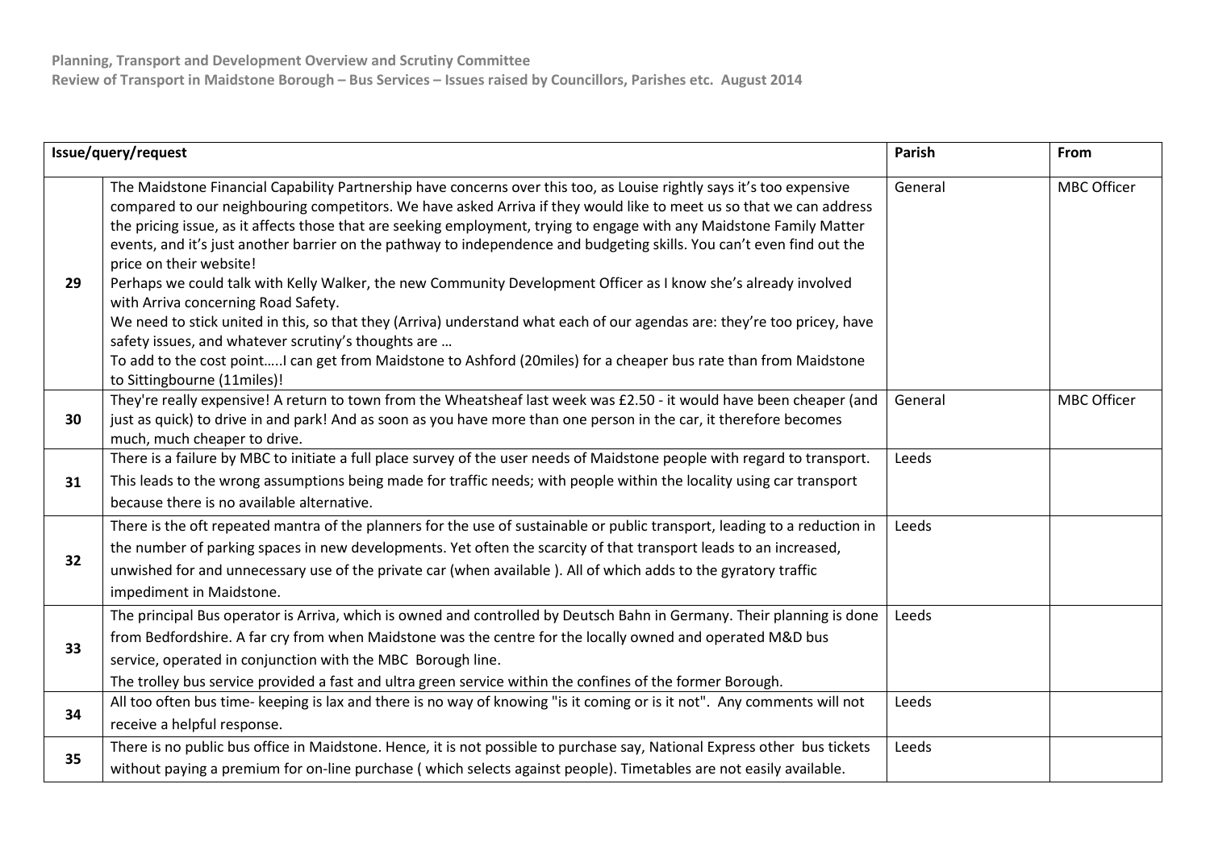Planning, Transport and Development Overview and Scrutiny Committee

Review of Transport in Maidstone Borough – Bus Services – Issues raised by Councillors, Parishes etc. August 2014

| Issue/query/request | | Parish | From |
|---|---|---|---|
| 29 | The Maidstone Financial Capability Partnership have concerns over this too, as Louise rightly says it's too expensive compared to our neighbouring competitors. We have asked Arriva if they would like to meet us so that we can address the pricing issue, as it affects those that are seeking employment, trying to engage with any Maidstone Family Matter events, and it's just another barrier on the pathway to independence and budgeting skills. You can't even find out the price on their website!<br>Perhaps we could talk with Kelly Walker, the new Community Development Officer as I know she's already involved with Arriva concerning Road Safety.<br>We need to stick united in this, so that they (Arriva) understand what each of our agendas are: they're too pricey, have safety issues, and whatever scrutiny's thoughts are …<br>To add to the cost point…..I can get from Maidstone to Ashford (20miles) for a cheaper bus rate than from Maidstone to Sittingbourne (11miles)! | General | MBC Officer |
| 30 | They're really expensive! A return to town from the Wheatsheaf last week was £2.50 - it would have been cheaper (and just as quick) to drive in and park! And as soon as you have more than one person in the car, it therefore becomes much, much cheaper to drive. | General | MBC Officer |
| 31 | There is a failure by MBC to initiate a full place survey of the user needs of Maidstone people with regard to transport. This leads to the wrong assumptions being made for traffic needs; with people within the locality using car transport because there is no available alternative. | Leeds | |
| 32 | There is the oft repeated mantra of the planners for the use of sustainable or public transport, leading to a reduction in the number of parking spaces in new developments. Yet often the scarcity of that transport leads to an increased, unwished for and unnecessary use of the private car (when available ). All of which adds to the gyratory traffic impediment in Maidstone. | Leeds | |
| 33 | The principal Bus operator is Arriva, which is owned and controlled by Deutsch Bahn in Germany. Their planning is done from Bedfordshire. A far cry from when Maidstone was the centre for the locally owned and operated M&D bus service, operated in conjunction with the MBC Borough line.<br>The trolley bus service provided a fast and ultra green service within the confines of the former Borough. | Leeds | |
| 34 | All too often bus time- keeping is lax and there is no way of knowing "is it coming or is it not". Any comments will not receive a helpful response. | Leeds | |
| 35 | There is no public bus office in Maidstone. Hence, it is not possible to purchase say, National Express other bus tickets without paying a premium for on-line purchase ( which selects against people). Timetables are not easily available. | Leeds | |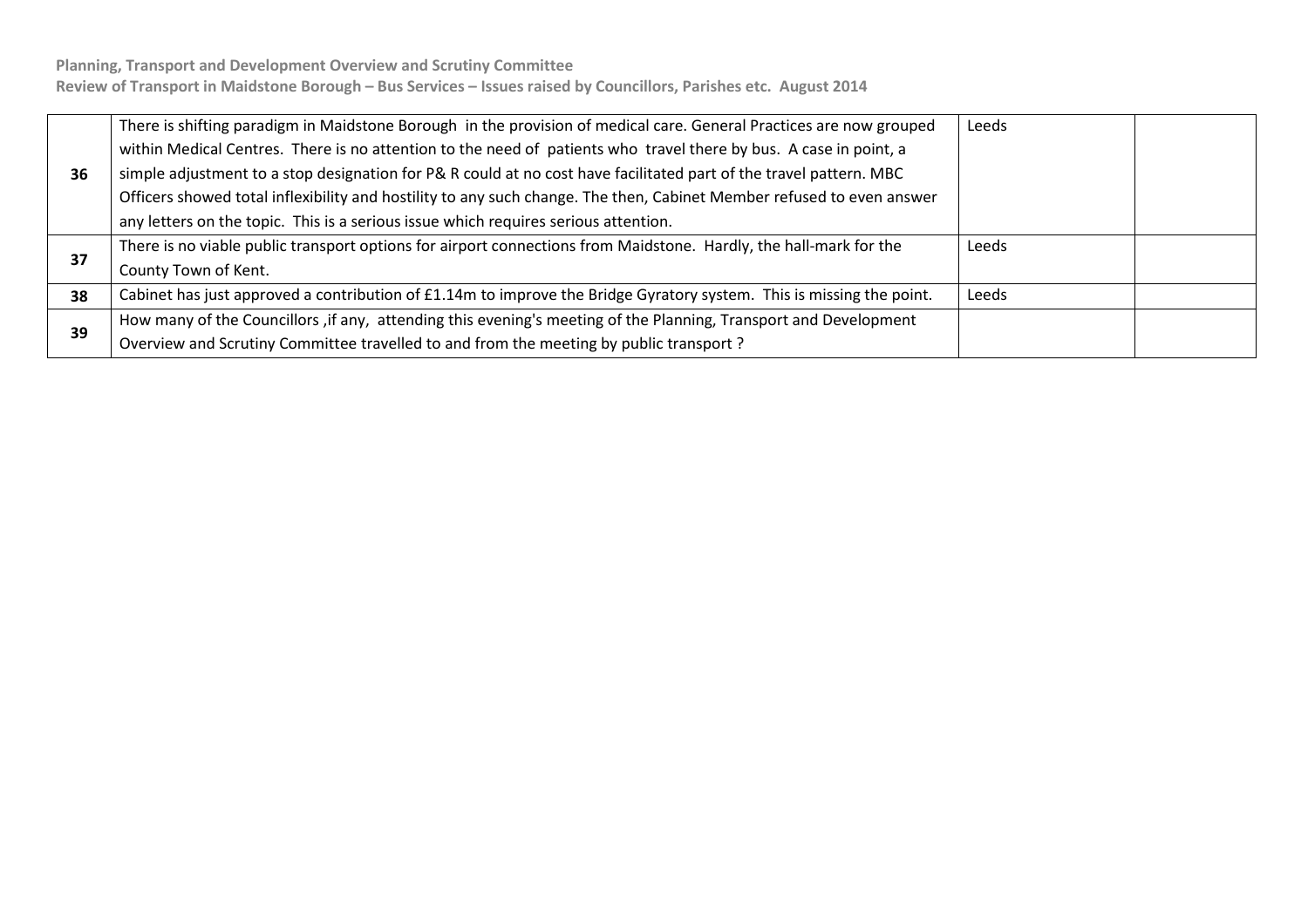| | | | |
|---|---|---|---|
| **36** | There is shifting paradigm in Maidstone Borough in the provision of medical care. General Practices are now grouped within Medical Centres. There is no attention to the need of patients who travel there by bus. A case in point, a simple adjustment to a stop designation for P& R could at no cost have facilitated part of the travel pattern. MBC Officers showed total inflexibility and hostility to any such change. The then, Cabinet Member refused to even answer any letters on the topic. This is a serious issue which requires serious attention. | Leeds | |
| **37** | There is no viable public transport options for airport connections from Maidstone. Hardly, the hall-mark for the County Town of Kent. | Leeds | |
| **38** | Cabinet has just approved a contribution of £1.14m to improve the Bridge Gyratory system. This is missing the point. | Leeds | |
| **39** | How many of the Councillors ,if any, attending this evening's meeting of the Planning, Transport and Development Overview and Scrutiny Committee travelled to and from the meeting by public transport ? | | |